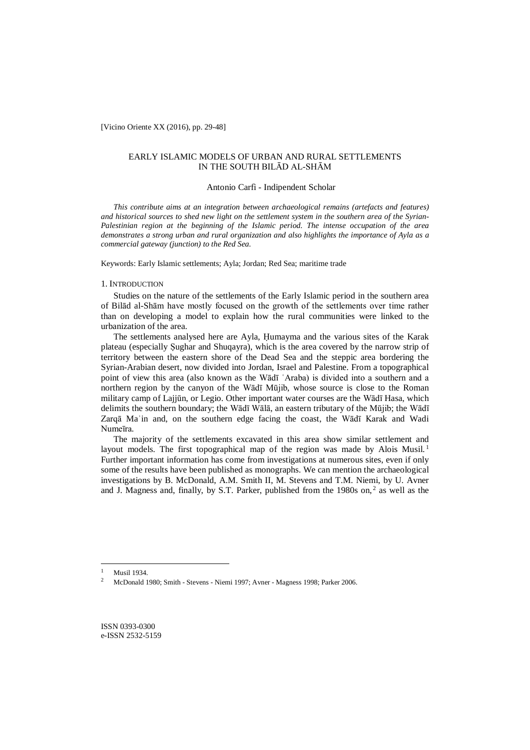[Vicino Oriente XX (2016), pp. 29-48]

# EARLY ISLAMIC MODELS OF URBAN AND RURAL SETTLEMENTS IN THE SOUTH BILĀD AL-SHĀM

Antonio Carfì - Indipendent Scholar

*This contribute aims at an integration between archaeological remains (artefacts and features) and historical sources to shed new light on the settlement system in the southern area of the Syrian-Palestinian region at the beginning of the Islamic period. The intense occupation of the area demonstrates a strong urban and rural organization and also highlights the importance of Ayla as a commercial gateway (junction) to the Red Sea.*

Keywords: Early Islamic settlements; Ayla; Jordan; Red Sea; maritime trade

## 1. Introduction

Studies on the nature of the settlements of the Early Islamic period in the southern area of Bilād al-Shām have mostly focused on the growth of the settlements over time rather than on developing a model to explain how the rural communities were linked to the urbanization of the area.

The settlements analysed here are Ayla, Ḥumayma and the various sites of the Karak plateau (especially Ṣughar and Shuqayra), which is the area covered by the narrow strip of territory between the eastern shore of the Dead Sea and the steppic area bordering the Syrian-Arabian desert, now divided into Jordan, Israel and Palestine. From a topographical point of view this area (also known as the Wādī ʿAraba) is divided into a southern and a northern region by the canyon of the Wādī Mūjib, whose source is close to the Roman military camp of Lajjūn, or Legio. Other important water courses are the Wādī Hasa, which delimits the southern boundary; the Wādī Wālā, an eastern tributary of the Mūjib; the Wādī Zarqā Maʾin and, on the southern edge facing the coast, the Wādī Karak and Wadi Numeīra.

The majority of the settlements excavated in this area show similar settlement and layout models. The first topographical map of the region was made by Alois Musil.[1] Further important information has come from investigations at numerous sites, even if only some of the results have been published as monographs. We can mention the archaeological investigations by B. McDonald, A.M. Smith II, M. Stevens and T.M. Niemi, by U. Avner and J. Magness and, finally, by S.T. Parker, published from the 1980s on,[2] as well as the

[1] Musil 1934.

[2] McDonald 1980; Smith - Stevens - Niemi 1997; Avner - Magness 1998; Parker 2006.

ISSN 0393-0300
e-ISSN 2532-5159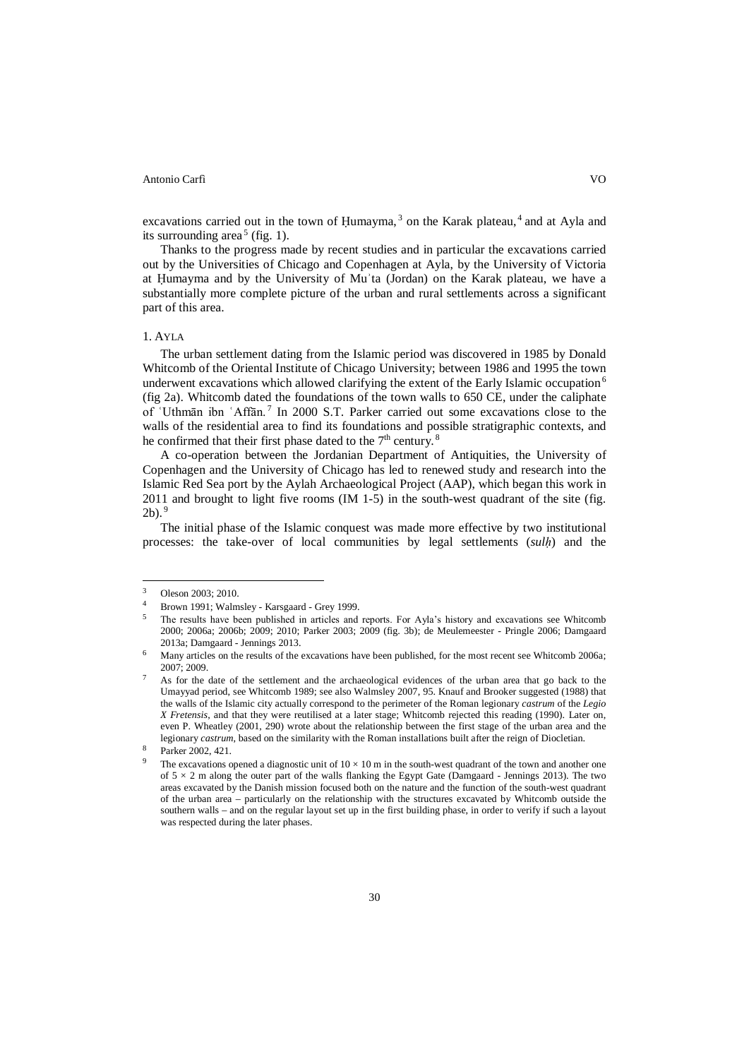excavations carried out in the town of Ḥumayma,[3] on the Karak plateau,[4] and at Ayla and its surrounding area[5] (fig. 1).

Thanks to the progress made by recent studies and in particular the excavations carried out by the Universities of Chicago and Copenhagen at Ayla, by the University of Victoria at Ḥumayma and by the University of Muʾta (Jordan) on the Karak plateau, we have a substantially more complete picture of the urban and rural settlements across a significant part of this area.

## 1. Ayla

The urban settlement dating from the Islamic period was discovered in 1985 by Donald Whitcomb of the Oriental Institute of Chicago University; between 1986 and 1995 the town underwent excavations which allowed clarifying the extent of the Early Islamic occupation[6] (fig 2a). Whitcomb dated the foundations of the town walls to 650 CE, under the caliphate of ʿUthmān ibn ʿAffān.[7] In 2000 S.T. Parker carried out some excavations close to the walls of the residential area to find its foundations and possible stratigraphic contexts, and he confirmed that their first phase dated to the 7th century.[8]

A co-operation between the Jordanian Department of Antiquities, the University of Copenhagen and the University of Chicago has led to renewed study and research into the Islamic Red Sea port by the Aylah Archaeological Project (AAP), which began this work in 2011 and brought to light five rooms (IM 1-5) in the south-west quadrant of the site (fig. 2b).[9]

The initial phase of the Islamic conquest was made more effective by two institutional processes: the take-over of local communities by legal settlements (*sulḥ*) and the

---

[3] Oleson 2003; 2010.

[4] Brown 1991; Walmsley - Karsgaard - Grey 1999.

[5] The results have been published in articles and reports. For Ayla's history and excavations see Whitcomb 2000; 2006a; 2006b; 2009; 2010; Parker 2003; 2009 (fig. 3b); de Meulemeester - Pringle 2006; Damgaard 2013a; Damgaard - Jennings 2013.

[6] Many articles on the results of the excavations have been published, for the most recent see Whitcomb 2006a; 2007; 2009.

[7] As for the date of the settlement and the archaeological evidences of the urban area that go back to the Umayyad period, see Whitcomb 1989; see also Walmsley 2007, 95. Knauf and Brooker suggested (1988) that the walls of the Islamic city actually correspond to the perimeter of the Roman legionary *castrum* of the *Legio X Fretensis*, and that they were reutilised at a later stage; Whitcomb rejected this reading (1990). Later on, even P. Wheatley (2001, 290) wrote about the relationship between the first stage of the urban area and the legionary *castrum*, based on the similarity with the Roman installations built after the reign of Diocletian.

[8] Parker 2002, 421.

[9] The excavations opened a diagnostic unit of 10 × 10 m in the south-west quadrant of the town and another one of 5 × 2 m along the outer part of the walls flanking the Egypt Gate (Damgaard - Jennings 2013). The two areas excavated by the Danish mission focused both on the nature and the function of the south-west quadrant of the urban area – particularly on the relationship with the structures excavated by Whitcomb outside the southern walls – and on the regular layout set up in the first building phase, in order to verify if such a layout was respected during the later phases.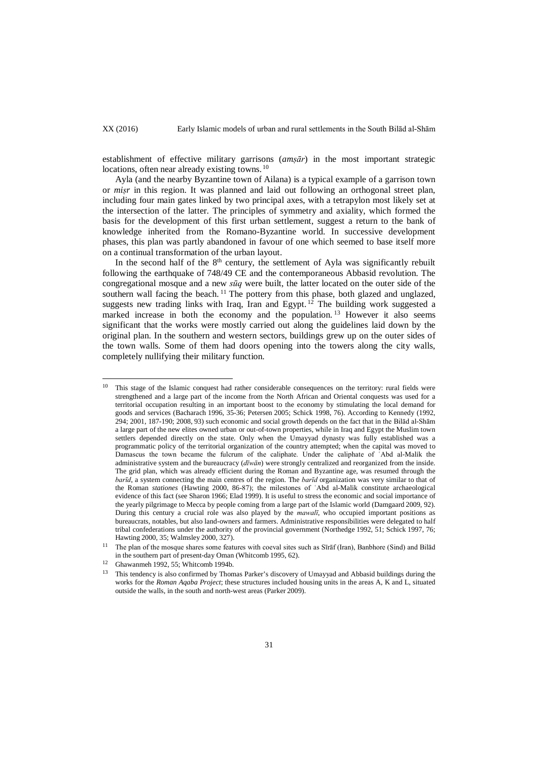establishment of effective military garrisons (*amṣār*) in the most important strategic locations, often near already existing towns.[10]

Ayla (and the nearby Byzantine town of Ailana) is a typical example of a garrison town or *miṣr* in this region. It was planned and laid out following an orthogonal street plan, including four main gates linked by two principal axes, with a tetrapylon most likely set at the intersection of the latter. The principles of symmetry and axiality, which formed the basis for the development of this first urban settlement, suggest a return to the bank of knowledge inherited from the Romano-Byzantine world. In successive development phases, this plan was partly abandoned in favour of one which seemed to base itself more on a continual transformation of the urban layout.

In the second half of the 8th century, the settlement of Ayla was significantly rebuilt following the earthquake of 748/49 CE and the contemporaneous Abbasid revolution. The congregational mosque and a new *sūq* were built, the latter located on the outer side of the southern wall facing the beach.[11] The pottery from this phase, both glazed and unglazed, suggests new trading links with Iraq, Iran and Egypt.[12] The building work suggested a marked increase in both the economy and the population.[13] However it also seems significant that the works were mostly carried out along the guidelines laid down by the original plan. In the southern and western sectors, buildings grew up on the outer sides of the town walls. Some of them had doors opening into the towers along the city walls, completely nullifying their military function.

---

[10] This stage of the Islamic conquest had rather considerable consequences on the territory: rural fields were strengthened and a large part of the income from the North African and Oriental conquests was used for a territorial occupation resulting in an important boost to the economy by stimulating the local demand for goods and services (Bacharach 1996, 35-36; Petersen 2005; Schick 1998, 76). According to Kennedy (1992, 294; 2001, 187-190; 2008, 93) such economic and social growth depends on the fact that in the Bilād al-Shām a large part of the new elites owned urban or out-of-town properties, while in Iraq and Egypt the Muslim town settlers depended directly on the state. Only when the Umayyad dynasty was fully established was a programmatic policy of the territorial organization of the country attempted; when the capital was moved to Damascus the town became the fulcrum of the caliphate. Under the caliphate of ʿAbd al-Malik the administrative system and the bureaucracy (*dīwān*) were strongly centralized and reorganized from the inside. The grid plan, which was already efficient during the Roman and Byzantine age, was resumed through the *barīd*, a system connecting the main centres of the region. The *barīd* organization was very similar to that of the Roman *stationes* (Hawting 2000, 86-87); the milestones of ʿAbd al-Malik constitute archaeological evidence of this fact (see Sharon 1966; Elad 1999). It is useful to stress the economic and social importance of the yearly pilgrimage to Mecca by people coming from a large part of the Islamic world (Damgaard 2009, 92). During this century a crucial role was also played by the *mawalī*, who occupied important positions as bureaucrats, notables, but also land-owners and farmers. Administrative responsibilities were delegated to half tribal confederations under the authority of the provincial government (Northedge 1992, 51; Schick 1997, 76; Hawting 2000, 35; Walmsley 2000, 327).

[11] The plan of the mosque shares some features with coeval sites such as Sīrāf (Iran), Banbhore (Sind) and Bilād in the southern part of present-day Oman (Whitcomb 1995, 62).

[12] Ghawanmeh 1992, 55; Whitcomb 1994b.

[13] This tendency is also confirmed by Thomas Parker's discovery of Umayyad and Abbasid buildings during the works for the *Roman Aqaba Project*; these structures included housing units in the areas A, K and L, situated outside the walls, in the south and north-west areas (Parker 2009).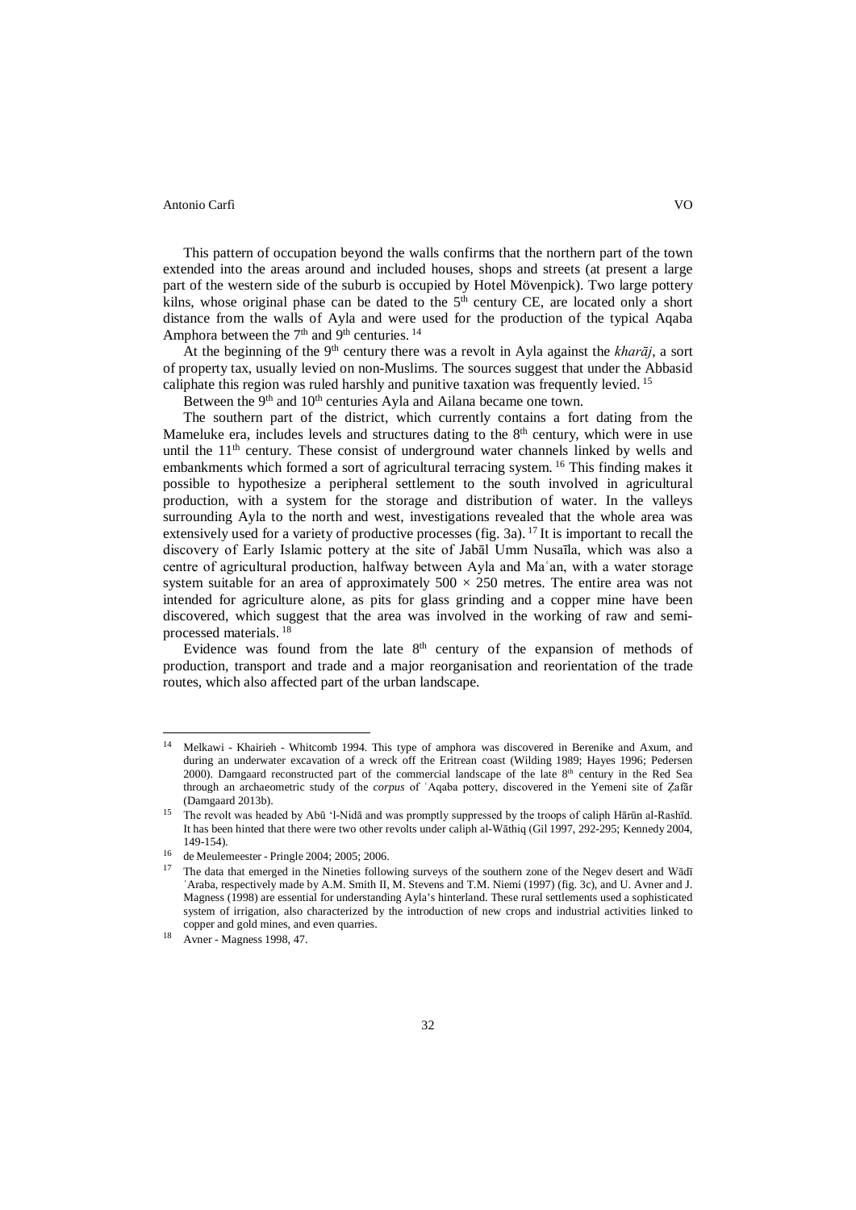This pattern of occupation beyond the walls confirms that the northern part of the town extended into the areas around and included houses, shops and streets (at present a large part of the western side of the suburb is occupied by Hotel Mövenpick). Two large pottery kilns, whose original phase can be dated to the 5th century CE, are located only a short distance from the walls of Ayla and were used for the production of the typical Aqaba Amphora between the 7th and 9th centuries. [14]

At the beginning of the 9th century there was a revolt in Ayla against the *kharāj*, a sort of property tax, usually levied on non-Muslims. The sources suggest that under the Abbasid caliphate this region was ruled harshly and punitive taxation was frequently levied. [15]

Between the 9th and 10th centuries Ayla and Ailana became one town.

The southern part of the district, which currently contains a fort dating from the Mameluke era, includes levels and structures dating to the 8th century, which were in use until the 11th century. These consist of underground water channels linked by wells and embankments which formed a sort of agricultural terracing system. [16] This finding makes it possible to hypothesize a peripheral settlement to the south involved in agricultural production, with a system for the storage and distribution of water. In the valleys surrounding Ayla to the north and west, investigations revealed that the whole area was extensively used for a variety of productive processes (fig. 3a). [17] It is important to recall the discovery of Early Islamic pottery at the site of Jabāl Umm Nusaīla, which was also a centre of agricultural production, halfway between Ayla and Maʿan, with a water storage system suitable for an area of approximately 500 × 250 metres. The entire area was not intended for agriculture alone, as pits for glass grinding and a copper mine have been discovered, which suggest that the area was involved in the working of raw and semi-processed materials. [18]

Evidence was found from the late 8th century of the expansion of methods of production, transport and trade and a major reorganisation and reorientation of the trade routes, which also affected part of the urban landscape.

---

[14] Melkawi - Khairieh - Whitcomb 1994. This type of amphora was discovered in Berenike and Axum, and during an underwater excavation of a wreck off the Eritrean coast (Wilding 1989; Hayes 1996; Pedersen 2000). Damgaard reconstructed part of the commercial landscape of the late 8th century in the Red Sea through an archaeometric study of the *corpus* of ʿAqaba pottery, discovered in the Yemeni site of Ẓafār (Damgaard 2013b).

[15] The revolt was headed by Abū ʽl-Nidā and was promptly suppressed by the troops of caliph Hārūn al-Rashīd. It has been hinted that there were two other revolts under caliph al-Wāthiq (Gil 1997, 292-295; Kennedy 2004, 149-154).

[16] de Meulemeester - Pringle 2004; 2005; 2006.

[17] The data that emerged in the Nineties following surveys of the southern zone of the Negev desert and Wādī ʿAraba, respectively made by A.M. Smith II, M. Stevens and T.M. Niemi (1997) (fig. 3c), and U. Avner and J. Magness (1998) are essential for understanding Ayla's hinterland. These rural settlements used a sophisticated system of irrigation, also characterized by the introduction of new crops and industrial activities linked to copper and gold mines, and even quarries.

[18] Avner - Magness 1998, 47.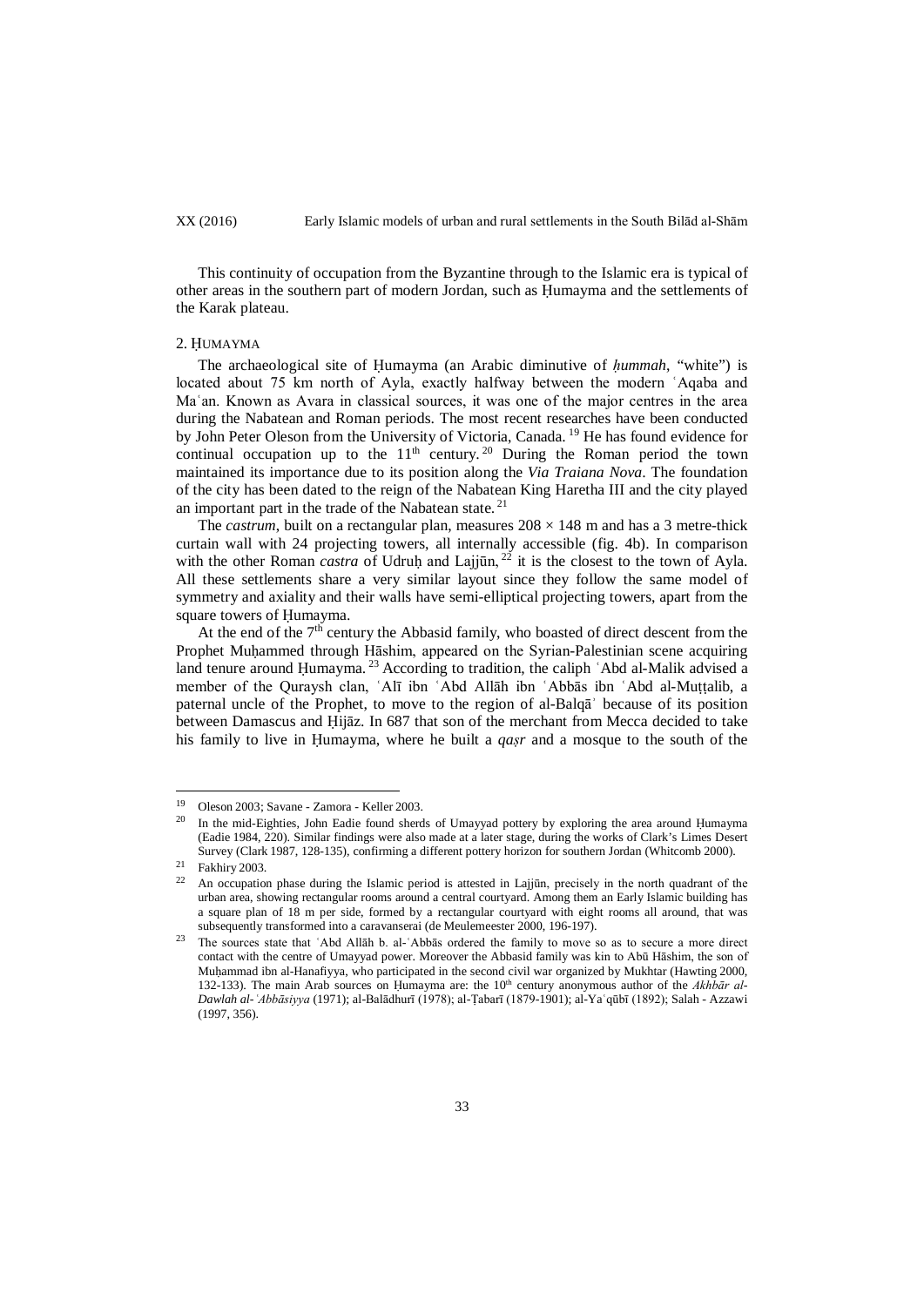This continuity of occupation from the Byzantine through to the Islamic era is typical of other areas in the southern part of modern Jordan, such as Ḥumayma and the settlements of the Karak plateau.

## 2. Ḥumayma

The archaeological site of Ḥumayma (an Arabic diminutive of *ḥummah*, "white") is located about 75 km north of Ayla, exactly halfway between the modern ʿAqaba and Maʿan. Known as Avara in classical sources, it was one of the major centres in the area during the Nabatean and Roman periods. The most recent researches have been conducted by John Peter Oleson from the University of Victoria, Canada.[19] He has found evidence for continual occupation up to the 11th century.[20] During the Roman period the town maintained its importance due to its position along the *Via Traiana Nova*. The foundation of the city has been dated to the reign of the Nabatean King Haretha III and the city played an important part in the trade of the Nabatean state.[21]

The *castrum*, built on a rectangular plan, measures 208 × 148 m and has a 3 metre-thick curtain wall with 24 projecting towers, all internally accessible (fig. 4b). In comparison with the other Roman *castra* of Udruḥ and Lajjūn,[22] it is the closest to the town of Ayla. All these settlements share a very similar layout since they follow the same model of symmetry and axiality and their walls have semi-elliptical projecting towers, apart from the square towers of Ḥumayma.

At the end of the 7th century the Abbasid family, who boasted of direct descent from the Prophet Muḥammed through Hāshim, appeared on the Syrian-Palestinian scene acquiring land tenure around Ḥumayma.[23] According to tradition, the caliph ʿAbd al-Malik advised a member of the Quraysh clan, ʿAlī ibn ʿAbd Allāh ibn ʿAbbās ibn ʿAbd al-Muṭṭalib, a paternal uncle of the Prophet, to move to the region of al-Balqāʾ because of its position between Damascus and Ḥijāz. In 687 that son of the merchant from Mecca decided to take his family to live in Ḥumayma, where he built a *qaṣr* and a mosque to the south of the

---

[19] Oleson 2003; Savane - Zamora - Keller 2003.

[20] In the mid-Eighties, John Eadie found sherds of Umayyad pottery by exploring the area around Ḥumayma (Eadie 1984, 220). Similar findings were also made at a later stage, during the works of Clark's Limes Desert Survey (Clark 1987, 128-135), confirming a different pottery horizon for southern Jordan (Whitcomb 2000).

[21] Fakhiry 2003.

[22] An occupation phase during the Islamic period is attested in Lajjūn, precisely in the north quadrant of the urban area, showing rectangular rooms around a central courtyard. Among them an Early Islamic building has a square plan of 18 m per side, formed by a rectangular courtyard with eight rooms all around, that was subsequently transformed into a caravanserai (de Meulemeester 2000, 196-197).

[23] The sources state that ʿAbd Allāh b. al-ʿAbbās ordered the family to move so as to secure a more direct contact with the centre of Umayyad power. Moreover the Abbasid family was kin to Abū Hāshim, the son of Muḥammad ibn al-Hanafiyya, who participated in the second civil war organized by Mukhtar (Hawting 2000, 132-133). The main Arab sources on Ḥumayma are: the 10th century anonymous author of the *Akhbār al-Dawlah al-ʿAbbāsiyya* (1971); al-Balādhurī (1978); al-Ṭabarī (1879-1901); al-Yaʿqūbī (1892); Salah - Azzawi (1997, 356).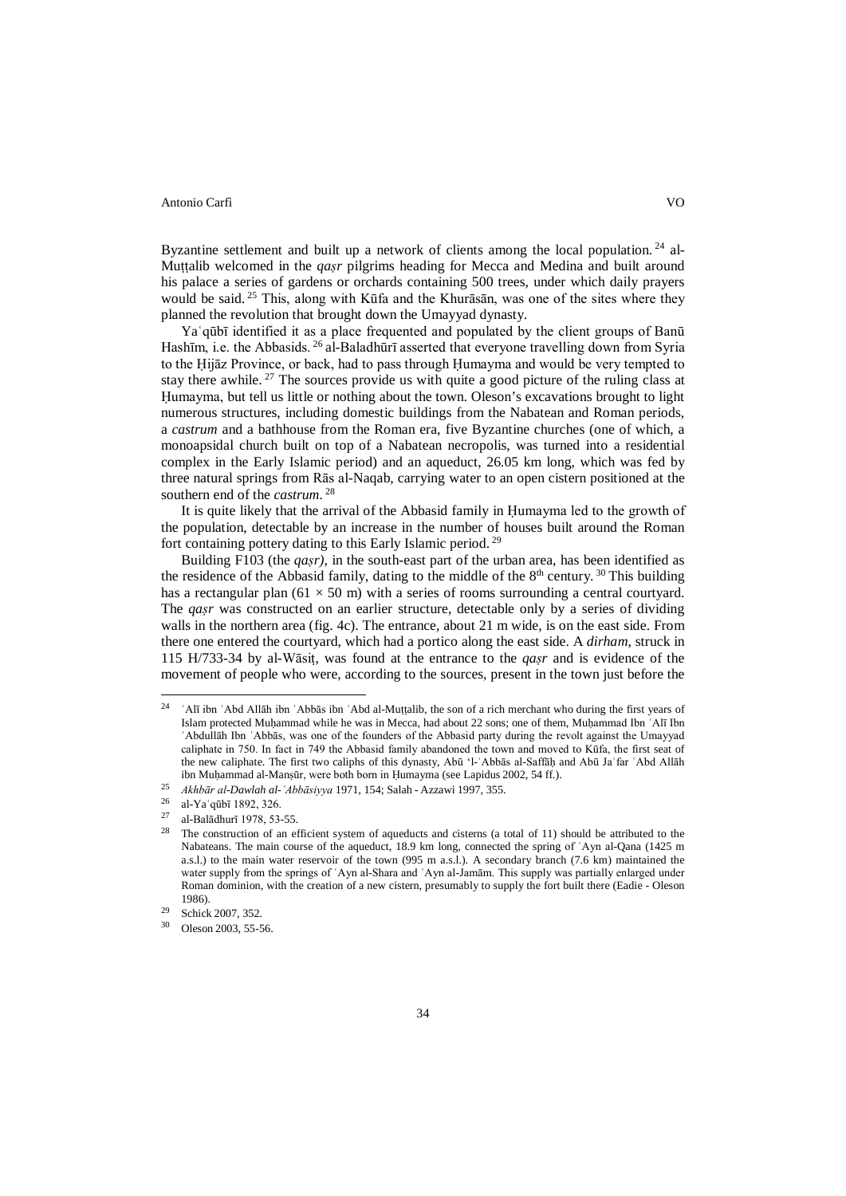Byzantine settlement and built up a network of clients among the local population.[24] al-Muṭṭalib welcomed in the *qaṣr* pilgrims heading for Mecca and Medina and built around his palace a series of gardens or orchards containing 500 trees, under which daily prayers would be said.[25] This, along with Kūfa and the Khurāsān, was one of the sites where they planned the revolution that brought down the Umayyad dynasty.

Yaʿqūbī identified it as a place frequented and populated by the client groups of Banū Hashīm, i.e. the Abbasids.[26] al-Baladhūrī asserted that everyone travelling down from Syria to the Ḥijāz Province, or back, had to pass through Ḥumayma and would be very tempted to stay there awhile.[27] The sources provide us with quite a good picture of the ruling class at Ḥumayma, but tell us little or nothing about the town. Oleson's excavations brought to light numerous structures, including domestic buildings from the Nabatean and Roman periods, a *castrum* and a bathhouse from the Roman era, five Byzantine churches (one of which, a monoapsidal church built on top of a Nabatean necropolis, was turned into a residential complex in the Early Islamic period) and an aqueduct, 26.05 km long, which was fed by three natural springs from Rās al-Naqab, carrying water to an open cistern positioned at the southern end of the *castrum*.[28]

It is quite likely that the arrival of the Abbasid family in Ḥumayma led to the growth of the population, detectable by an increase in the number of houses built around the Roman fort containing pottery dating to this Early Islamic period.[29]

Building F103 (the *qaṣr)*, in the south-east part of the urban area, has been identified as the residence of the Abbasid family, dating to the middle of the 8th century.[30] This building has a rectangular plan (61 × 50 m) with a series of rooms surrounding a central courtyard. The *qaṣr* was constructed on an earlier structure, detectable only by a series of dividing walls in the northern area (fig. 4c). The entrance, about 21 m wide, is on the east side. From there one entered the courtyard, which had a portico along the east side. A *dirham*, struck in 115 H/733-34 by al-Wāsiṭ, was found at the entrance to the *qaṣr* and is evidence of the movement of people who were, according to the sources, present in the town just before the

---

[24] ʿAlī ibn ʿAbd Allāh ibn ʿAbbās ibn ʿAbd al-Muṭṭalib, the son of a rich merchant who during the first years of Islam protected Muḥammad while he was in Mecca, had about 22 sons; one of them, Muḥammad Ibn ʿAlī Ibn ʿAbdullāh Ibn ʿAbbās, was one of the founders of the Abbasid party during the revolt against the Umayyad caliphate in 750. In fact in 749 the Abbasid family abandoned the town and moved to Kūfa, the first seat of the new caliphate. The first two caliphs of this dynasty, Abū 'l-ʿAbbās al-Saffāḥ and Abū Jaʿfar ʿAbd Allāh ibn Muḥammad al-Manṣūr, were both born in Ḥumayma (see Lapidus 2002, 54 ff.).

[25] *Akhbār al-Dawlah al-ʿAbbāsiyya* 1971, 154; Salah - Azzawi 1997, 355.

[26] al-Yaʿqūbī 1892, 326.

[27] al-Balādhurī 1978, 53-55.

[28] The construction of an efficient system of aqueducts and cisterns (a total of 11) should be attributed to the Nabateans. The main course of the aqueduct, 18.9 km long, connected the spring of ʿAyn al-Qana (1425 m a.s.l.) to the main water reservoir of the town (995 m a.s.l.). A secondary branch (7.6 km) maintained the water supply from the springs of ʿAyn al-Shara and ʿAyn al-Jamām. This supply was partially enlarged under Roman dominion, with the creation of a new cistern, presumably to supply the fort built there (Eadie - Oleson 1986).

[29] Schick 2007, 352.

[30] Oleson 2003, 55-56.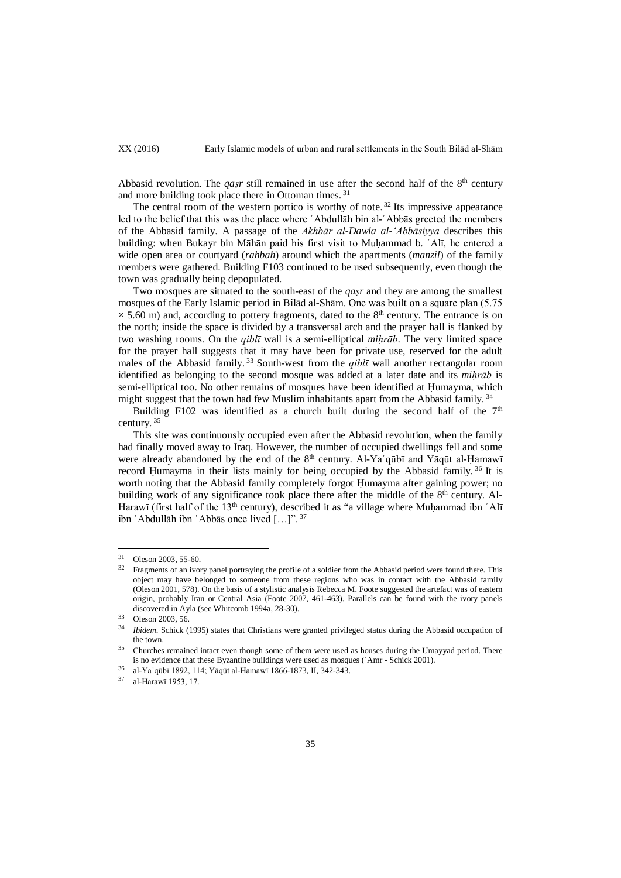Abbasid revolution. The *qaṣr* still remained in use after the second half of the 8th century and more building took place there in Ottoman times.[31]

The central room of the western portico is worthy of note.[32] Its impressive appearance led to the belief that this was the place where ʿAbdullāh bin al-ʿAbbās greeted the members of the Abbasid family. A passage of the *Akhbār al-Dawla al-ʻAbbāsiyya* describes this building: when Bukayr bin Māhān paid his first visit to Muḥammad b. ʿAlī, he entered a wide open area or courtyard (*rahbah*) around which the apartments (*manzil*) of the family members were gathered. Building F103 continued to be used subsequently, even though the town was gradually being depopulated.

Two mosques are situated to the south-east of the *qaṣr* and they are among the smallest mosques of the Early Islamic period in Bilād al-Shām. One was built on a square plan (5.75 × 5.60 m) and, according to pottery fragments, dated to the 8th century. The entrance is on the north; inside the space is divided by a transversal arch and the prayer hall is flanked by two washing rooms. On the *qiblī* wall is a semi-elliptical *miḥrāb*. The very limited space for the prayer hall suggests that it may have been for private use, reserved for the adult males of the Abbasid family.[33] South-west from the *qiblī* wall another rectangular room identified as belonging to the second mosque was added at a later date and its *miḥrāb* is semi-elliptical too. No other remains of mosques have been identified at Ḥumayma, which might suggest that the town had few Muslim inhabitants apart from the Abbasid family.[34]

Building F102 was identified as a church built during the second half of the 7th century.[35]

This site was continuously occupied even after the Abbasid revolution, when the family had finally moved away to Iraq. However, the number of occupied dwellings fell and some were already abandoned by the end of the 8th century. Al-Yaʿqūbī and Yāqūt al-Ḥamawī record Ḥumayma in their lists mainly for being occupied by the Abbasid family.[36] It is worth noting that the Abbasid family completely forgot Ḥumayma after gaining power; no building work of any significance took place there after the middle of the 8th century. Al-Harawī (first half of the 13th century), described it as "a village where Muḥammad ibn ʿAlī ibn ʿAbdullāh ibn ʿAbbās once lived […]".[37]

---

[31] Oleson 2003, 55-60.

[32] Fragments of an ivory panel portraying the profile of a soldier from the Abbasid period were found there. This object may have belonged to someone from these regions who was in contact with the Abbasid family (Oleson 2001, 578). On the basis of a stylistic analysis Rebecca M. Foote suggested the artefact was of eastern origin, probably Iran or Central Asia (Foote 2007, 461-463). Parallels can be found with the ivory panels discovered in Ayla (see Whitcomb 1994a, 28-30).

[33] Oleson 2003, 56.

[34] *Ibidem*. Schick (1995) states that Christians were granted privileged status during the Abbasid occupation of the town.

[35] Churches remained intact even though some of them were used as houses during the Umayyad period. There is no evidence that these Byzantine buildings were used as mosques (ʿAmr - Schick 2001).

[36] al-Yaʿqūbī 1892, 114; Yāqūt al-Ḥamawī 1866-1873, II, 342-343.

[37] al-Harawī 1953, 17.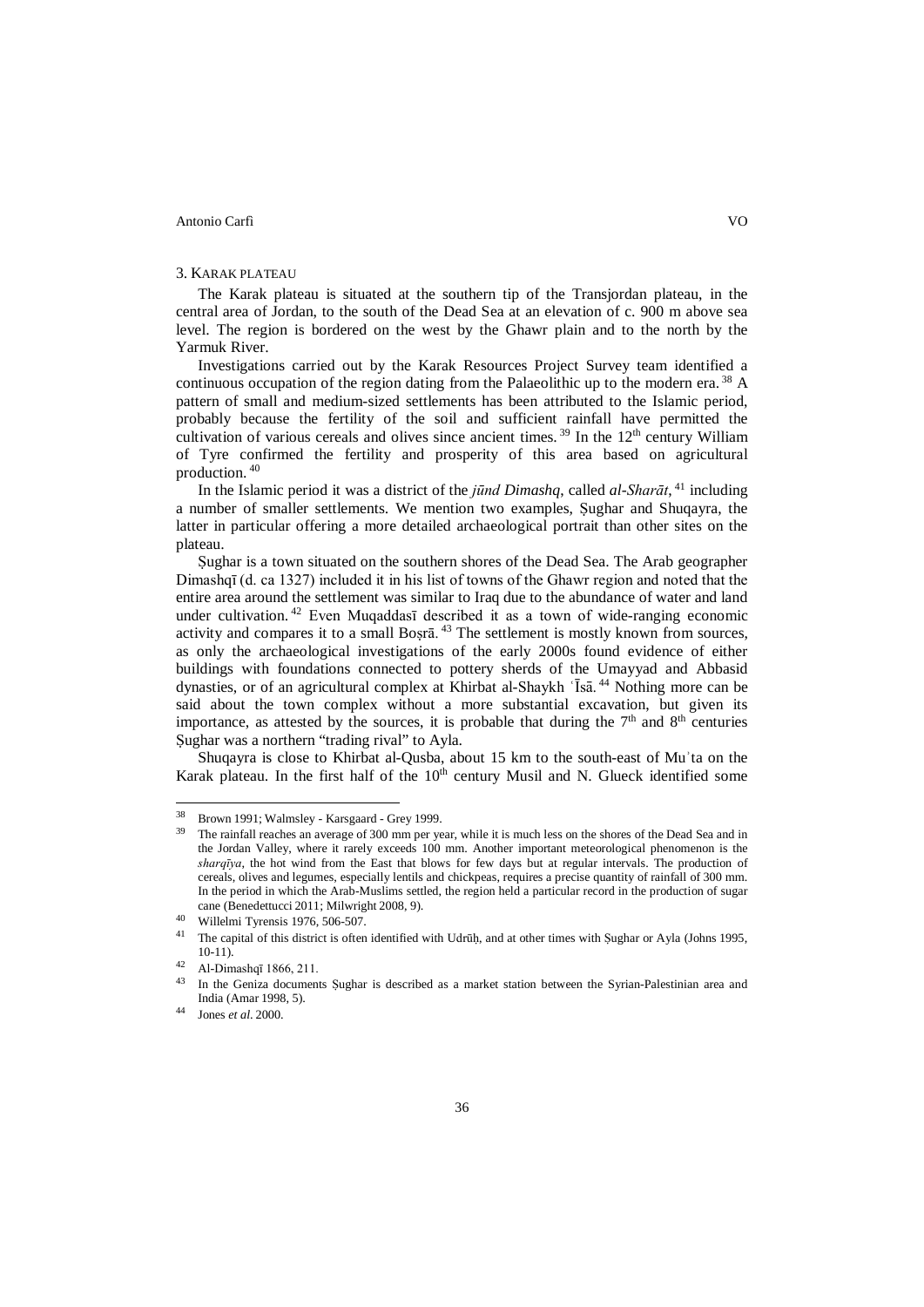## 3. Karak plateau

The Karak plateau is situated at the southern tip of the Transjordan plateau, in the central area of Jordan, to the south of the Dead Sea at an elevation of c. 900 m above sea level. The region is bordered on the west by the Ghawr plain and to the north by the Yarmuk River.

Investigations carried out by the Karak Resources Project Survey team identified a continuous occupation of the region dating from the Palaeolithic up to the modern era.[38] A pattern of small and medium-sized settlements has been attributed to the Islamic period, probably because the fertility of the soil and sufficient rainfall have permitted the cultivation of various cereals and olives since ancient times.[39] In the 12th century William of Tyre confirmed the fertility and prosperity of this area based on agricultural production.[40]

In the Islamic period it was a district of the *jūnd Dimashq*, called *al-Sharāt*,[41] including a number of smaller settlements. We mention two examples, Ṣughar and Shuqayra, the latter in particular offering a more detailed archaeological portrait than other sites on the plateau.

Ṣughar is a town situated on the southern shores of the Dead Sea. The Arab geographer Dimashqī (d. ca 1327) included it in his list of towns of the Ghawr region and noted that the entire area around the settlement was similar to Iraq due to the abundance of water and land under cultivation.[42] Even Muqaddasī described it as a town of wide-ranging economic activity and compares it to a small Boṣrā.[43] The settlement is mostly known from sources, as only the archaeological investigations of the early 2000s found evidence of either buildings with foundations connected to pottery sherds of the Umayyad and Abbasid dynasties, or of an agricultural complex at Khirbat al-Shaykh ʿĪsā.[44] Nothing more can be said about the town complex without a more substantial excavation, but given its importance, as attested by the sources, it is probable that during the 7th and 8th centuries Ṣughar was a northern "trading rival" to Ayla.

Shuqayra is close to Khirbat al-Qusba, about 15 km to the south-east of Muʾta on the Karak plateau. In the first half of the 10th century Musil and N. Glueck identified some

---

[38] Brown 1991; Walmsley - Karsgaard - Grey 1999.

[39] The rainfall reaches an average of 300 mm per year, while it is much less on the shores of the Dead Sea and in the Jordan Valley, where it rarely exceeds 100 mm. Another important meteorological phenomenon is the *sharqīya*, the hot wind from the East that blows for few days but at regular intervals. The production of cereals, olives and legumes, especially lentils and chickpeas, requires a precise quantity of rainfall of 300 mm. In the period in which the Arab-Muslims settled, the region held a particular record in the production of sugar cane (Benedettucci 2011; Milwright 2008, 9).

[40] Willelmi Tyrensis 1976, 506-507.

[41] The capital of this district is often identified with Udrūḥ, and at other times with Ṣughar or Ayla (Johns 1995, 10-11).

[42] Al-Dimashqī 1866, 211.

[43] In the Geniza documents Ṣughar is described as a market station between the Syrian-Palestinian area and India (Amar 1998, 5).

[44] Jones *et al.* 2000.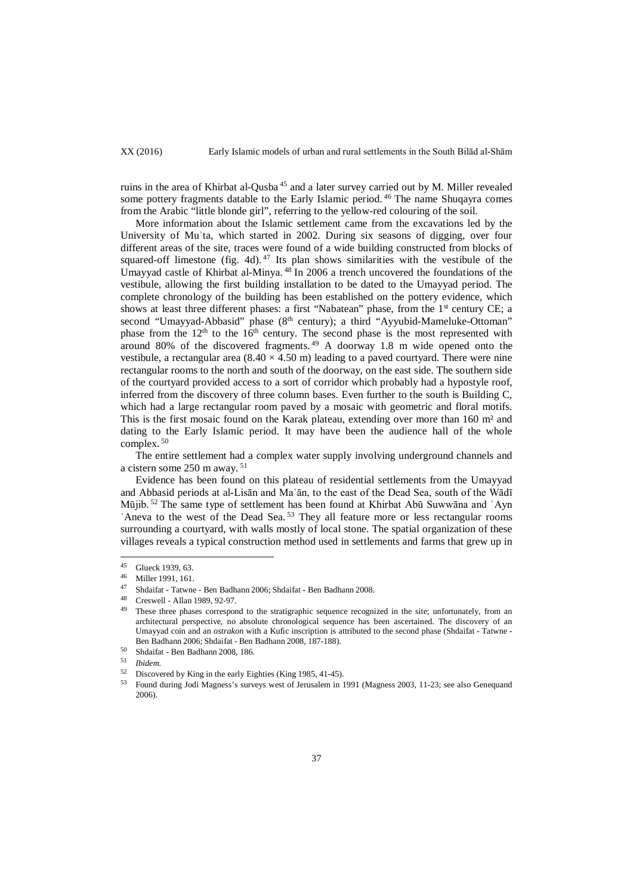ruins in the area of Khirbat al-Qusba [45] and a later survey carried out by M. Miller revealed some pottery fragments datable to the Early Islamic period. [46] The name Shuqayra comes from the Arabic "little blonde girl", referring to the yellow-red colouring of the soil.

More information about the Islamic settlement came from the excavations led by the University of Muʾta, which started in 2002. During six seasons of digging, over four different areas of the site, traces were found of a wide building constructed from blocks of squared-off limestone (fig. 4d). [47] Its plan shows similarities with the vestibule of the Umayyad castle of Khirbat al-Minya. [48] In 2006 a trench uncovered the foundations of the vestibule, allowing the first building installation to be dated to the Umayyad period. The complete chronology of the building has been established on the pottery evidence, which shows at least three different phases: a first "Nabatean" phase, from the 1st century CE; a second "Umayyad-Abbasid" phase (8th century); a third "Ayyubid-Mameluke-Ottoman" phase from the 12th to the 16th century. The second phase is the most represented with around 80% of the discovered fragments. [49] A doorway 1.8 m wide opened onto the vestibule, a rectangular area (8.40 × 4.50 m) leading to a paved courtyard. There were nine rectangular rooms to the north and south of the doorway, on the east side. The southern side of the courtyard provided access to a sort of corridor which probably had a hypostyle roof, inferred from the discovery of three column bases. Even further to the south is Building C, which had a large rectangular room paved by a mosaic with geometric and floral motifs. This is the first mosaic found on the Karak plateau, extending over more than 160 m² and dating to the Early Islamic period. It may have been the audience hall of the whole complex. [50]

The entire settlement had a complex water supply involving underground channels and a cistern some 250 m away. [51]

Evidence has been found on this plateau of residential settlements from the Umayyad and Abbasid periods at al-Lisān and Maʿān, to the east of the Dead Sea, south of the Wādī Mūjib. [52] The same type of settlement has been found at Khirbat Abū Suwwāna and ʿAyn ʿAneva to the west of the Dead Sea. [53] They all feature more or less rectangular rooms surrounding a courtyard, with walls mostly of local stone. The spatial organization of these villages reveals a typical construction method used in settlements and farms that grew up in

---

[45] Glueck 1939, 63.

[46] Miller 1991, 161.

[47] Shdaifat - Tatwne - Ben Badhann 2006; Shdaifat - Ben Badhann 2008.

[48] Creswell - Allan 1989, 92-97.

[49] These three phases correspond to the stratigraphic sequence recognized in the site; unfortunately, from an architectural perspective, no absolute chronological sequence has been ascertained. The discovery of an Umayyad coin and an *ostrakon* with a Kufic inscription is attributed to the second phase (Shdaifat - Tatwne - Ben Badhann 2006; Shdaifat - Ben Badhann 2008, 187-188).

[50] Shdaifat - Ben Badhann 2008, 186.

[51] *Ibidem.*

[52] Discovered by King in the early Eighties (King 1985, 41-45).

[53] Found during Jodi Magness's surveys west of Jerusalem in 1991 (Magness 2003, 11-23; see also Genequand 2006).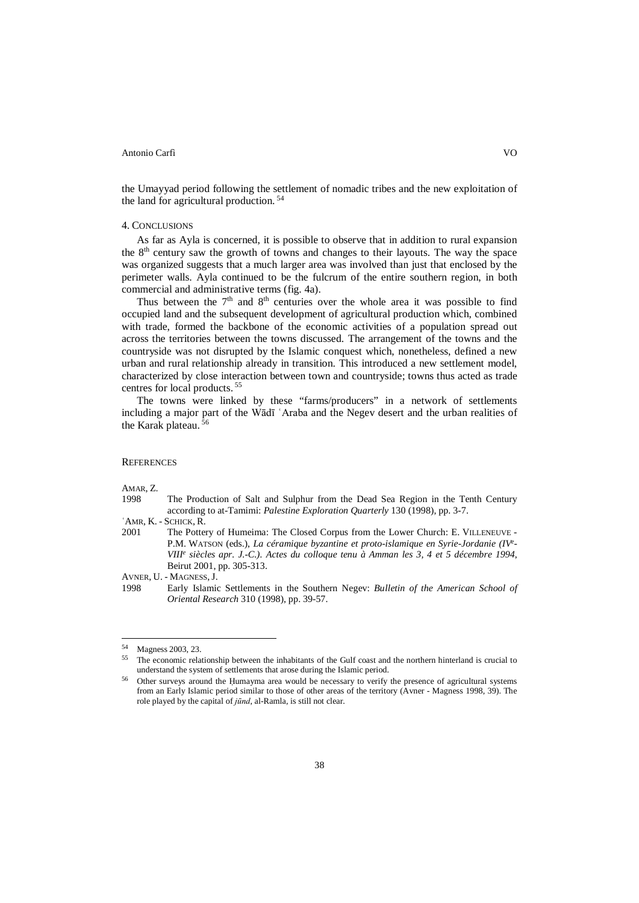the Umayyad period following the settlement of nomadic tribes and the new exploitation of the land for agricultural production.[54]

## 4. Conclusions

As far as Ayla is concerned, it is possible to observe that in addition to rural expansion the 8th century saw the growth of towns and changes to their layouts. The way the space was organized suggests that a much larger area was involved than just that enclosed by the perimeter walls. Ayla continued to be the fulcrum of the entire southern region, in both commercial and administrative terms (fig. 4a).

Thus between the 7th and 8th centuries over the whole area it was possible to find occupied land and the subsequent development of agricultural production which, combined with trade, formed the backbone of the economic activities of a population spread out across the territories between the towns discussed. The arrangement of the towns and the countryside was not disrupted by the Islamic conquest which, nonetheless, defined a new urban and rural relationship already in transition. This introduced a new settlement model, characterized by close interaction between town and countryside; towns thus acted as trade centres for local products.[55]

The towns were linked by these "farms/producers" in a network of settlements including a major part of the Wādī ʿAraba and the Negev desert and the urban realities of the Karak plateau.[56]

## References

Amar, Z.

1998 The Production of Salt and Sulphur from the Dead Sea Region in the Tenth Century according to at-Tamimi: *Palestine Exploration Quarterly* 130 (1998), pp. 3-7.

ʿAmr, K. - Schick, R.

2001 The Pottery of Humeima: The Closed Corpus from the Lower Church: E. Villeneuve - P.M. Watson (eds.), *La céramique byzantine et proto-islamique en Syrie-Jordanie (IVe-VIIIe siècles apr. J.-C.). Actes du colloque tenu à Amman les 3, 4 et 5 décembre 1994*, Beirut 2001, pp. 305-313.

Avner, U. - Magness, J.

1998 Early Islamic Settlements in the Southern Negev: *Bulletin of the American School of Oriental Research* 310 (1998), pp. 39-57.

---

[54] Magness 2003, 23.

[55] The economic relationship between the inhabitants of the Gulf coast and the northern hinterland is crucial to understand the system of settlements that arose during the Islamic period.

[56] Other surveys around the Ḥumayma area would be necessary to verify the presence of agricultural systems from an Early Islamic period similar to those of other areas of the territory (Avner - Magness 1998, 39). The role played by the capital of *jūnd*, al-Ramla, is still not clear.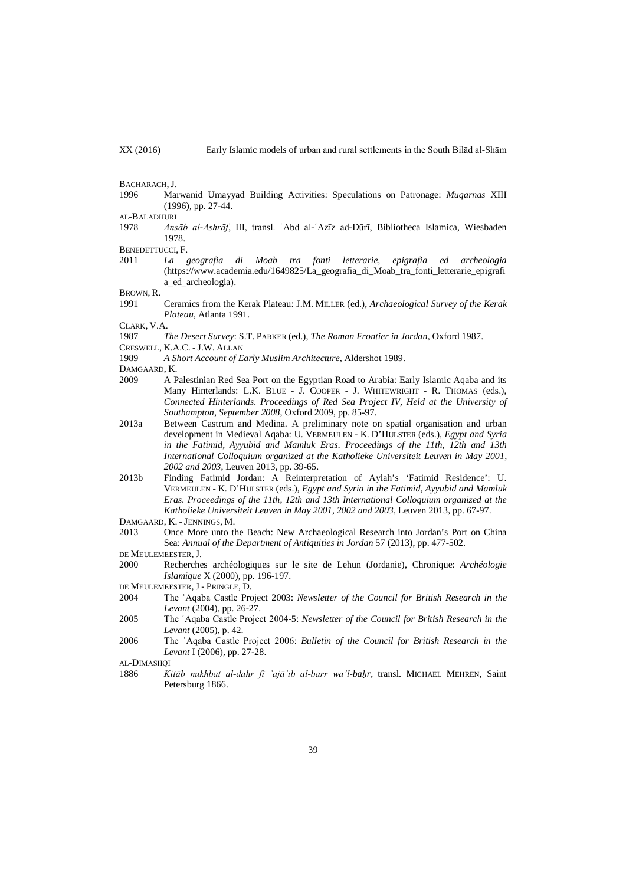BACHARACH, J.

1996 Marwanid Umayyad Building Activities: Speculations on Patronage: *Muqarnas* XIII (1996), pp. 27-44.

AL-BALĀDHURĪ

1978 *Ansāb al-Ashrāf*, III, transl. ʿAbd al-ʿAzīz ad-Dūrī, Bibliotheca Islamica, Wiesbaden 1978.

BENEDETTUCCI, F.

2011 *La geografia di Moab tra fonti letterarie, epigrafia ed archeologia* (https://www.academia.edu/1649825/La_geografia_di_Moab_tra_fonti_letterarie_epigrafia_ed_archeologia).

BROWN, R.

1991 Ceramics from the Kerak Plateau: J.M. MILLER (ed.), *Archaeological Survey of the Kerak Plateau*, Atlanta 1991.

CLARK, V.A.

1987 *The Desert Survey*: S.T. PARKER (ed.), *The Roman Frontier in Jordan*, Oxford 1987.

CRESWELL, K.A.C. - J.W. ALLAN

1989 *A Short Account of Early Muslim Architecture*, Aldershot 1989.

DAMGAARD, K.

2009 A Palestinian Red Sea Port on the Egyptian Road to Arabia: Early Islamic Aqaba and its Many Hinterlands: L.K. BLUE - J. COOPER - J. WHITEWRIGHT - R. THOMAS (eds.), *Connected Hinterlands. Proceedings of Red Sea Project IV, Held at the University of Southampton, September 2008*, Oxford 2009, pp. 85-97.

2013a Between Castrum and Medina. A preliminary note on spatial organisation and urban development in Medieval Aqaba: U. VERMEULEN - K. D'HULSTER (eds.), *Egypt and Syria in the Fatimid, Ayyubid and Mamluk Eras. Proceedings of the 11th, 12th and 13th International Colloquium organized at the Katholieke Universiteit Leuven in May 2001, 2002 and 2003*, Leuven 2013, pp. 39-65.

2013b Finding Fatimid Jordan: A Reinterpretation of Aylah's 'Fatimid Residence': U. VERMEULEN - K. D'HULSTER (eds.), *Egypt and Syria in the Fatimid, Ayyubid and Mamluk Eras. Proceedings of the 11th, 12th and 13th International Colloquium organized at the Katholieke Universiteit Leuven in May 2001, 2002 and 2003*, Leuven 2013, pp. 67-97.

DAMGAARD, K. - JENNINGS, M.

2013 Once More unto the Beach: New Archaeological Research into Jordan's Port on China Sea: *Annual of the Department of Antiquities in Jordan* 57 (2013), pp. 477-502.

DE MEULEMEESTER, J.

2000 Recherches archéologiques sur le site de Lehun (Jordanie), Chronique: *Archéologie Islamique* X (2000), pp. 196-197.

DE MEULEMEESTER, J - PRINGLE, D.

2004 The ʿAqaba Castle Project 2003: *Newsletter of the Council for British Research in the Levant* (2004), pp. 26-27.

2005 The ʿAqaba Castle Project 2004-5: *Newsletter of the Council for British Research in the Levant* (2005), p. 42.

2006 The ʿAqaba Castle Project 2006: *Bulletin of the Council for British Research in the Levant* I (2006), pp. 27-28.

AL-DIMASHQĪ

1886 *Kitāb nukhbat al-dahr fī ʿajāʾib al-barr wa'l-baḥr*, transl. MICHAEL MEHREN, Saint Petersburg 1866.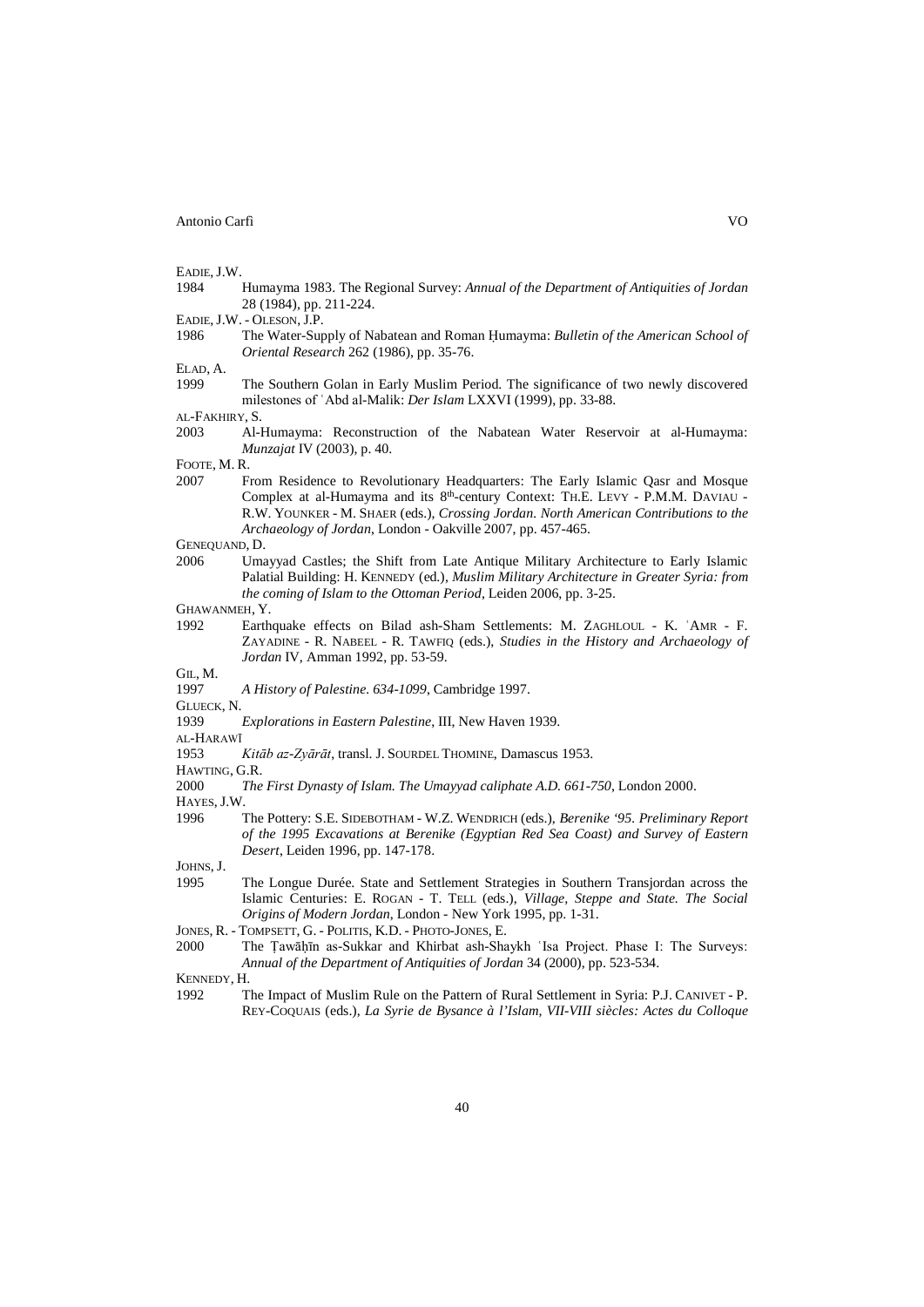EADIE, J.W.

1984 Humayma 1983. The Regional Survey: *Annual of the Department of Antiquities of Jordan* 28 (1984), pp. 211-224.

EADIE, J.W. - OLESON, J.P.

1986 The Water-Supply of Nabatean and Roman Ḥumayma: *Bulletin of the American School of Oriental Research* 262 (1986), pp. 35-76.

ELAD, A.

1999 The Southern Golan in Early Muslim Period. The significance of two newly discovered milestones of ʿAbd al-Malik: *Der Islam* LXXVI (1999), pp. 33-88.

AL-FAKHIRY, S.

2003 Al-Humayma: Reconstruction of the Nabatean Water Reservoir at al-Humayma: *Munzajat* IV (2003), p. 40.

FOOTE, M. R.

2007 From Residence to Revolutionary Headquarters: The Early Islamic Qasr and Mosque Complex at al-Humayma and its 8th-century Context: TH.E. LEVY - P.M.M. DAVIAU - R.W. YOUNKER - M. SHAER (eds.), *Crossing Jordan. North American Contributions to the Archaeology of Jordan*, London - Oakville 2007, pp. 457-465.

GENEQUAND, D.

2006 Umayyad Castles; the Shift from Late Antique Military Architecture to Early Islamic Palatial Building: H. KENNEDY (ed.), *Muslim Military Architecture in Greater Syria: from the coming of Islam to the Ottoman Period*, Leiden 2006, pp. 3-25.

GHAWANMEH, Y.

1992 Earthquake effects on Bilad ash-Sham Settlements: M. ZAGHLOUL - K. ʿAMR - F. ZAYADINE - R. NABEEL - R. TAWFIQ (eds.), *Studies in the History and Archaeology of Jordan* IV, Amman 1992, pp. 53-59.

GIL, M.

1997 *A History of Palestine. 634-1099*, Cambridge 1997.

GLUECK, N.

1939 *Explorations in Eastern Palestine*, III, New Haven 1939.

AL-HARAWĪ

1953 *Kitāb az-Zyārāt*, transl. J. SOURDEL THOMINE, Damascus 1953.

HAWTING, G.R.

2000 *The First Dynasty of Islam. The Umayyad caliphate A.D. 661-750*, London 2000.

HAYES, J.W.

1996 The Pottery: S.E. SIDEBOTHAM - W.Z. WENDRICH (eds.), *Berenike '95. Preliminary Report of the 1995 Excavations at Berenike (Egyptian Red Sea Coast) and Survey of Eastern Desert*, Leiden 1996, pp. 147-178.

JOHNS, J.

1995 The Longue Durée. State and Settlement Strategies in Southern Transjordan across the Islamic Centuries: E. ROGAN - T. TELL (eds.), *Village, Steppe and State. The Social Origins of Modern Jordan*, London - New York 1995, pp. 1-31.

JONES, R. - TOMPSETT, G. - POLITIS, K.D. - PHOTO-JONES, E.

2000 The Ṭawāḥīn as-Sukkar and Khirbat ash-Shaykh ʿIsa Project. Phase I: The Surveys: *Annual of the Department of Antiquities of Jordan* 34 (2000), pp. 523-534.

KENNEDY, H.

1992 The Impact of Muslim Rule on the Pattern of Rural Settlement in Syria: P.J. CANIVET - P. REY-COQUAIS (eds.), *La Syrie de Bysance à l'Islam, VII-VIII siècles: Actes du Colloque*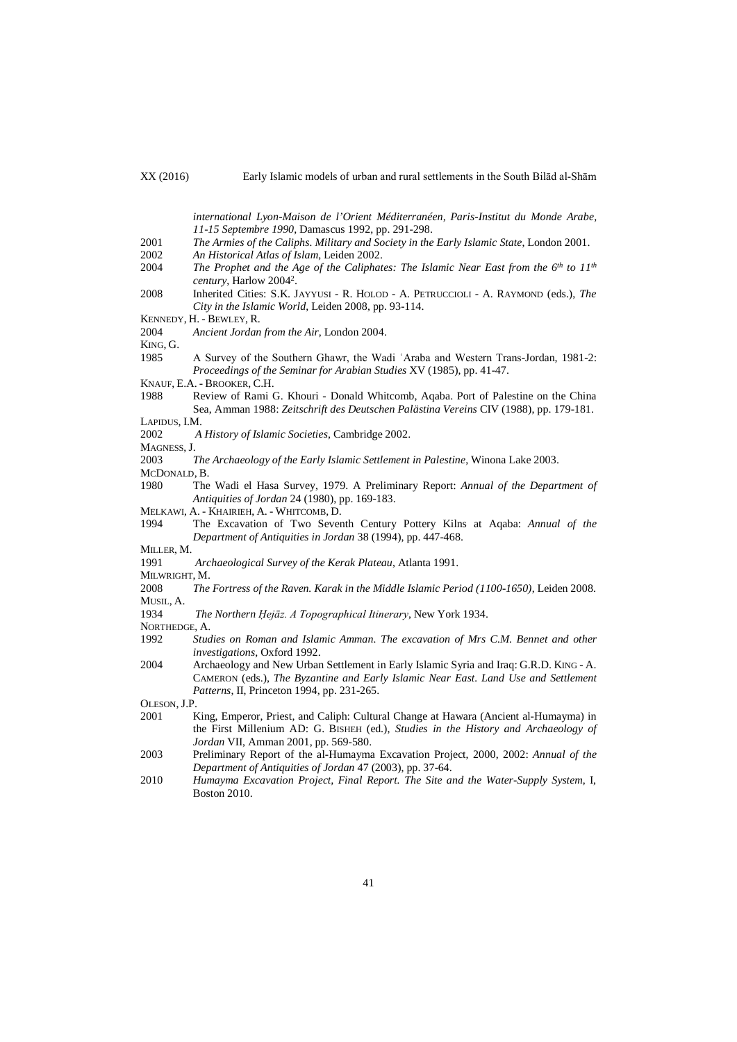*international Lyon-Maison de l'Orient Méditerranéen, Paris-Institut du Monde Arabe, 11-15 Septembre 1990*, Damascus 1992, pp. 291-298.

2001 *The Armies of the Caliphs. Military and Society in the Early Islamic State*, London 2001.

2002 *An Historical Atlas of Islam*, Leiden 2002.

2004 *The Prophet and the Age of the Caliphates: The Islamic Near East from the 6th to 11th century*, Harlow 2004[2].

2008 Inherited Cities: S.K. Jayyusi - R. Holod - A. Petruccioli - A. Raymond (eds.), *The City in the Islamic World*, Leiden 2008, pp. 93-114.

Kennedy, H. - Bewley, R.

2004 *Ancient Jordan from the Air*, London 2004.

King, G.

1985 A Survey of the Southern Ghawr, the Wadi ʿAraba and Western Trans-Jordan, 1981-2: *Proceedings of the Seminar for Arabian Studies* XV (1985), pp. 41-47.

Knauf, E.A. - Brooker, C.H.

1988 Review of Rami G. Khouri - Donald Whitcomb, Aqaba. Port of Palestine on the China Sea, Amman 1988: *Zeitschrift des Deutschen Palästina Vereins* CIV (1988), pp. 179-181.

Lapidus, I.M.

2002 *A History of Islamic Societies*, Cambridge 2002.

Magness, J.

2003 *The Archaeology of the Early Islamic Settlement in Palestine*, Winona Lake 2003.

McDonald, B.

1980 The Wadi el Hasa Survey, 1979. A Preliminary Report: *Annual of the Department of Antiquities of Jordan* 24 (1980), pp. 169-183.

Melkawi, A. - Khairieh, A. - Whitcomb, D.

1994 The Excavation of Two Seventh Century Pottery Kilns at Aqaba: *Annual of the Department of Antiquities in Jordan* 38 (1994), pp. 447-468.

Miller, M.

1991 *Archaeological Survey of the Kerak Plateau*, Atlanta 1991.

Milwright, M.

2008 *The Fortress of the Raven. Karak in the Middle Islamic Period (1100-1650)*, Leiden 2008.

Musil, A.

1934 *The Northern Ḥejāz. A Topographical Itinerary*, New York 1934.

Northedge, A.

1992 *Studies on Roman and Islamic Amman. The excavation of Mrs C.M. Bennet and other investigations*, Oxford 1992.

2004 Archaeology and New Urban Settlement in Early Islamic Syria and Iraq: G.R.D. King - A. Cameron (eds.), *The Byzantine and Early Islamic Near East. Land Use and Settlement Patterns*, II, Princeton 1994, pp. 231-265.

Oleson, J.P.

2001 King, Emperor, Priest, and Caliph: Cultural Change at Hawara (Ancient al-Humayma) in the First Millenium AD: G. Bisheh (ed.), *Studies in the History and Archaeology of Jordan* VII, Amman 2001, pp. 569-580.

2003 Preliminary Report of the al-Humayma Excavation Project, 2000, 2002: *Annual of the Department of Antiquities of Jordan* 47 (2003), pp. 37-64.

2010 *Humayma Excavation Project, Final Report. The Site and the Water-Supply System*, I, Boston 2010.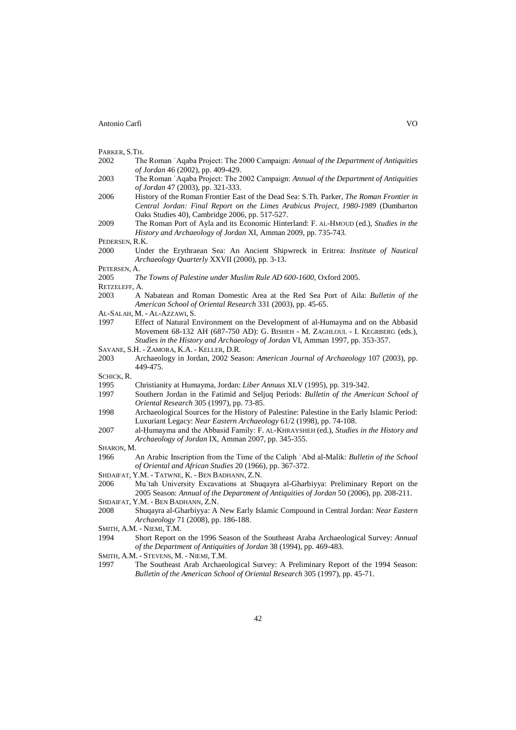PARKER, S.TH.

2002 The Roman ʿAqaba Project: The 2000 Campaign: *Annual of the Department of Antiquities of Jordan* 46 (2002), pp. 409-429.

2003 The Roman ʿAqaba Project: The 2002 Campaign: *Annual of the Department of Antiquities of Jordan* 47 (2003), pp. 321-333.

2006 History of the Roman Frontier East of the Dead Sea: S.Th. Parker, *The Roman Frontier in Central Jordan: Final Report on the Limes Arabicus Project, 1980-1989* (Dumbarton Oaks Studies 40), Cambridge 2006, pp. 517-527.

2009 The Roman Port of Ayla and its Economic Hinterland: F. AL-HMOUD (ed.), *Studies in the History and Archaeology of Jordan* XI, Amman 2009, pp. 735-743.

PEDERSEN, R.K.

2000 Under the Erythraean Sea: An Ancient Shipwreck in Eritrea: *Institute of Nautical Archaeology Quarterly* XXVII (2000), pp. 3-13.

PETERSEN, A.

2005 *The Towns of Palestine under Muslim Rule AD 600-1600*, Oxford 2005.

RETZELEFF, A.

2003 A Nabatean and Roman Domestic Area at the Red Sea Port of Aila: *Bulletin of the American School of Oriental Research* 331 (2003), pp. 45-65.

AL-SALAH, M. - AL-AZZAWI, S.

1997 Effect of Natural Environment on the Development of al-Humayma and on the Abbasid Movement 68-132 AH (687-750 AD): G. BISHEH - M. ZAGHLOUL - I. KEGRBERG (eds.), *Studies in the History and Archaeology of Jordan* VI, Amman 1997, pp. 353-357.

SAVANE, S.H. - ZAMORA, K.A. - KELLER, D.R.

2003 Archaeology in Jordan, 2002 Season: *American Journal of Archaeology* 107 (2003), pp. 449-475.

SCHICK, R.

1995 Christianity at Humayma, Jordan: *Liber Annuus* XLV (1995), pp. 319-342.

1997 Southern Jordan in the Fatimid and Seljuq Periods: *Bulletin of the American School of Oriental Research* 305 (1997), pp. 73-85.

1998 Archaeological Sources for the History of Palestine: Palestine in the Early Islamic Period: Luxuriant Legacy: *Near Eastern Archaeology* 61/2 (1998), pp. 74-108.

2007 al-Ḥumayma and the Abbasid Family: F. AL-KHRAYSHEH (ed.), *Studies in the History and Archaeology of Jordan* IX, Amman 2007, pp. 345-355.

SHARON, M.

1966 An Arabic Inscription from the Time of the Caliph ʿAbd al-Malik: *Bulletin of the School of Oriental and African Studies* 20 (1966), pp. 367-372.

SHDAIFAT, Y.M. - TATWNE, K. - BEN BADHANN, Z.N.

2006 Muʾtah University Excavations at Shuqayra al-Gharbiyya: Preliminary Report on the 2005 Season: *Annual of the Department of Antiquities of Jordan* 50 (2006), pp. 208-211.

SHDAIFAT, Y.M. - BEN BADHANN, Z.N.

2008 Shuqayra al-Gharbiyya: A New Early Islamic Compound in Central Jordan: *Near Eastern Archaeology* 71 (2008), pp. 186-188.

SMITH, A.M. - NIEMI, T.M.

1994 Short Report on the 1996 Season of the Southeast Araba Archaeological Survey: *Annual of the Department of Antiquities of Jordan* 38 (1994), pp. 469-483.

SMITH, A.M. - STEVENS, M. - NIEMI, T.M.

1997 The Southeast Arab Archaeological Survey: A Preliminary Report of the 1994 Season: *Bulletin of the American School of Oriental Research* 305 (1997), pp. 45-71.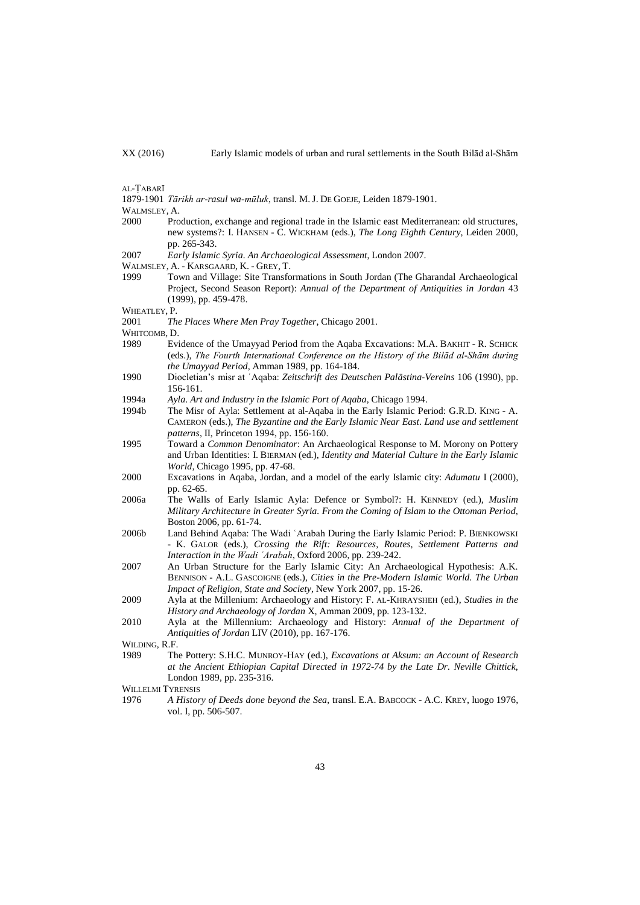AL-ṬABARĪ

1879-1901 *Tārikh ar-rasul wa-mūluk*, transl. M. J. DE GOEJE, Leiden 1879-1901.

WALMSLEY, A.

2000 Production, exchange and regional trade in the Islamic east Mediterranean: old structures, new systems?: I. HANSEN - C. WICKHAM (eds.), *The Long Eighth Century*, Leiden 2000, pp. 265-343.

2007 *Early Islamic Syria. An Archaeological Assessment*, London 2007.

WALMSLEY, A. - KARSGAARD, K. - GREY, T.

1999 Town and Village: Site Transformations in South Jordan (The Gharandal Archaeological Project, Second Season Report): *Annual of the Department of Antiquities in Jordan* 43 (1999), pp. 459-478.

WHEATLEY, P.

2001 *The Places Where Men Pray Together*, Chicago 2001.

WHITCOMB, D.

1989 Evidence of the Umayyad Period from the Aqaba Excavations: M.A. BAKHIT - R. SCHICK (eds.), *The Fourth International Conference on the History of the Bilād al-Shām during the Umayyad Period*, Amman 1989, pp. 164-184.

1990 Diocletian's misr at ʿAqaba: *Zeitschrift des Deutschen Palästina-Vereins* 106 (1990), pp. 156-161.

1994a *Ayla. Art and Industry in the Islamic Port of Aqaba*, Chicago 1994.

1994b The Misr of Ayla: Settlement at al-Aqaba in the Early Islamic Period: G.R.D. KING - A. CAMERON (eds.), *The Byzantine and the Early Islamic Near East. Land use and settlement patterns*, II, Princeton 1994, pp. 156-160.

1995 Toward a *Common Denominator*: An Archaeological Response to M. Morony on Pottery and Urban Identities: I. BIERMAN (ed.), *Identity and Material Culture in the Early Islamic World*, Chicago 1995, pp. 47-68.

2000 Excavations in Aqaba, Jordan, and a model of the early Islamic city: *Adumatu* I (2000), pp. 62-65.

2006a The Walls of Early Islamic Ayla: Defence or Symbol?: H. KENNEDY (ed.), *Muslim Military Architecture in Greater Syria. From the Coming of Islam to the Ottoman Period*, Boston 2006, pp. 61-74.

2006b Land Behind Aqaba: The Wadi ʿArabah During the Early Islamic Period: P. BIENKOWSKI - K. GALOR (eds.), *Crossing the Rift: Resources, Routes, Settlement Patterns and Interaction in the Wadi ʿArabah*, Oxford 2006, pp. 239-242.

2007 An Urban Structure for the Early Islamic City: An Archaeological Hypothesis: A.K. BENNISON - A.L. GASCOIGNE (eds.), *Cities in the Pre-Modern Islamic World. The Urban Impact of Religion, State and Society*, New York 2007, pp. 15-26.

2009 Ayla at the Millenium: Archaeology and History: F. AL-KHRAYSHEH (ed.), *Studies in the History and Archaeology of Jordan* X, Amman 2009, pp. 123-132.

2010 Ayla at the Millennium: Archaeology and History: *Annual of the Department of Antiquities of Jordan* LIV (2010), pp. 167-176.

WILDING, R.F.

1989 The Pottery: S.H.C. MUNROY-HAY (ed.), *Excavations at Aksum: an Account of Research at the Ancient Ethiopian Capital Directed in 1972-74 by the Late Dr. Neville Chittick*, London 1989, pp. 235-316.

WILLELMI TYRENSIS

1976 *A History of Deeds done beyond the Sea*, transl. E.A. BABCOCK - A.C. KREY, luogo 1976, vol. I, pp. 506-507.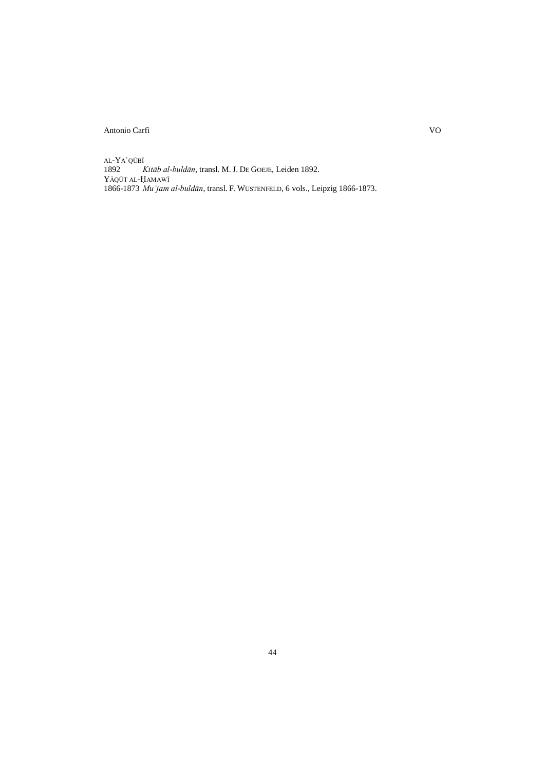AL-YAʿQŪBĪ
1892 *Kitāb al-buldān*, transl. M. J. DE GOEJE, Leiden 1892.
YĀQŪT AL-ḤAMAWĪ
1866-1873 *Muʾjam al-buldān*, transl. F. WÜSTENFELD, 6 vols., Leipzig 1866-1873.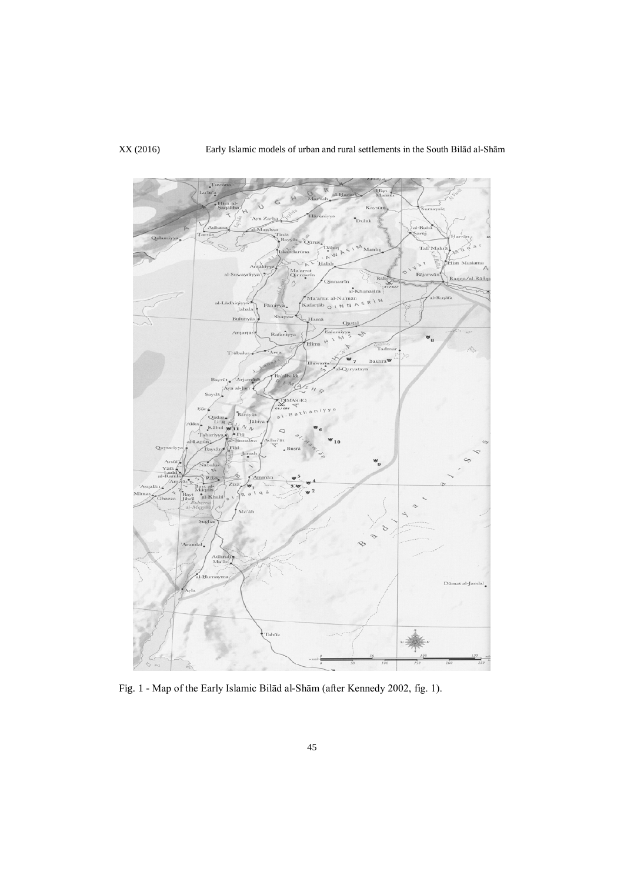Fig. 1 - Map of the Early Islamic Bilād al-Shām (after Kennedy 2002, fig. 1).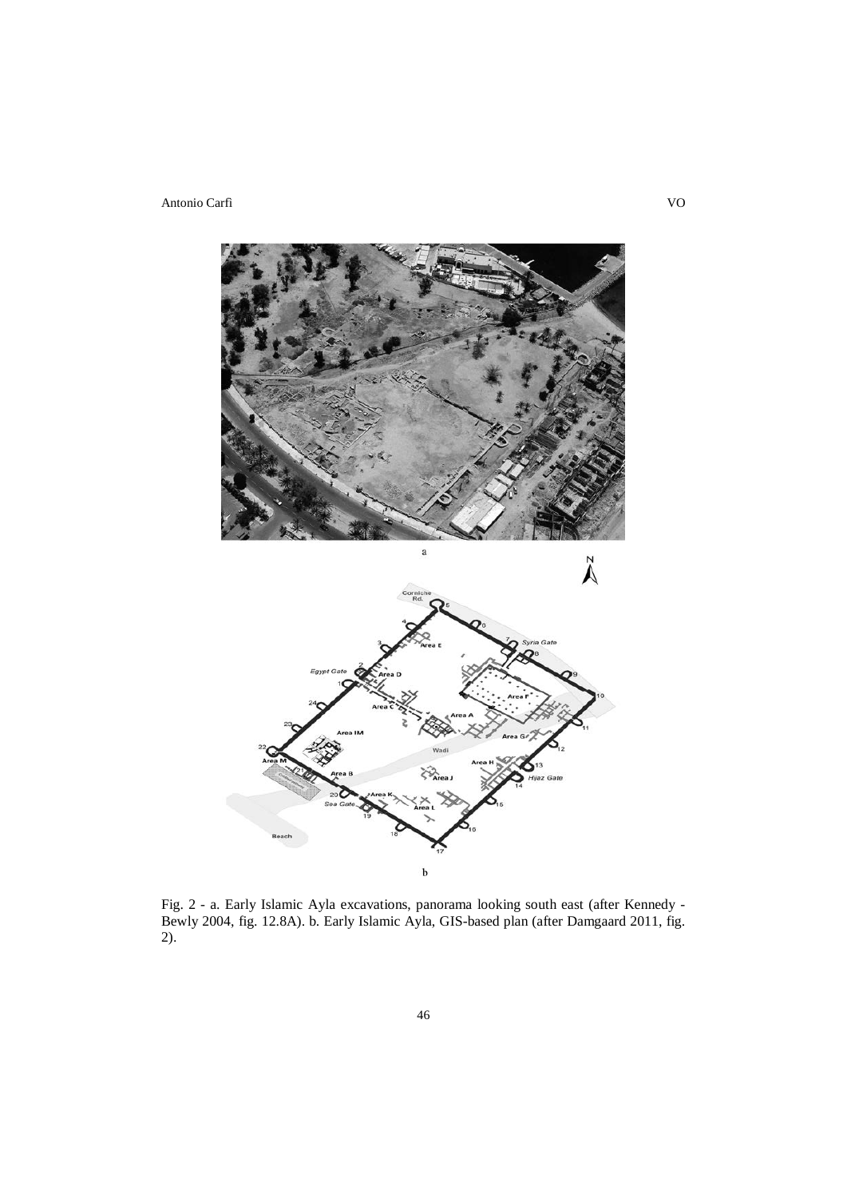a

b

Fig. 2 - a. Early Islamic Ayla excavations, panorama looking south east (after Kennedy - Bewly 2004, fig. 12.8A). b. Early Islamic Ayla, GIS-based plan (after Damgaard 2011, fig. 2).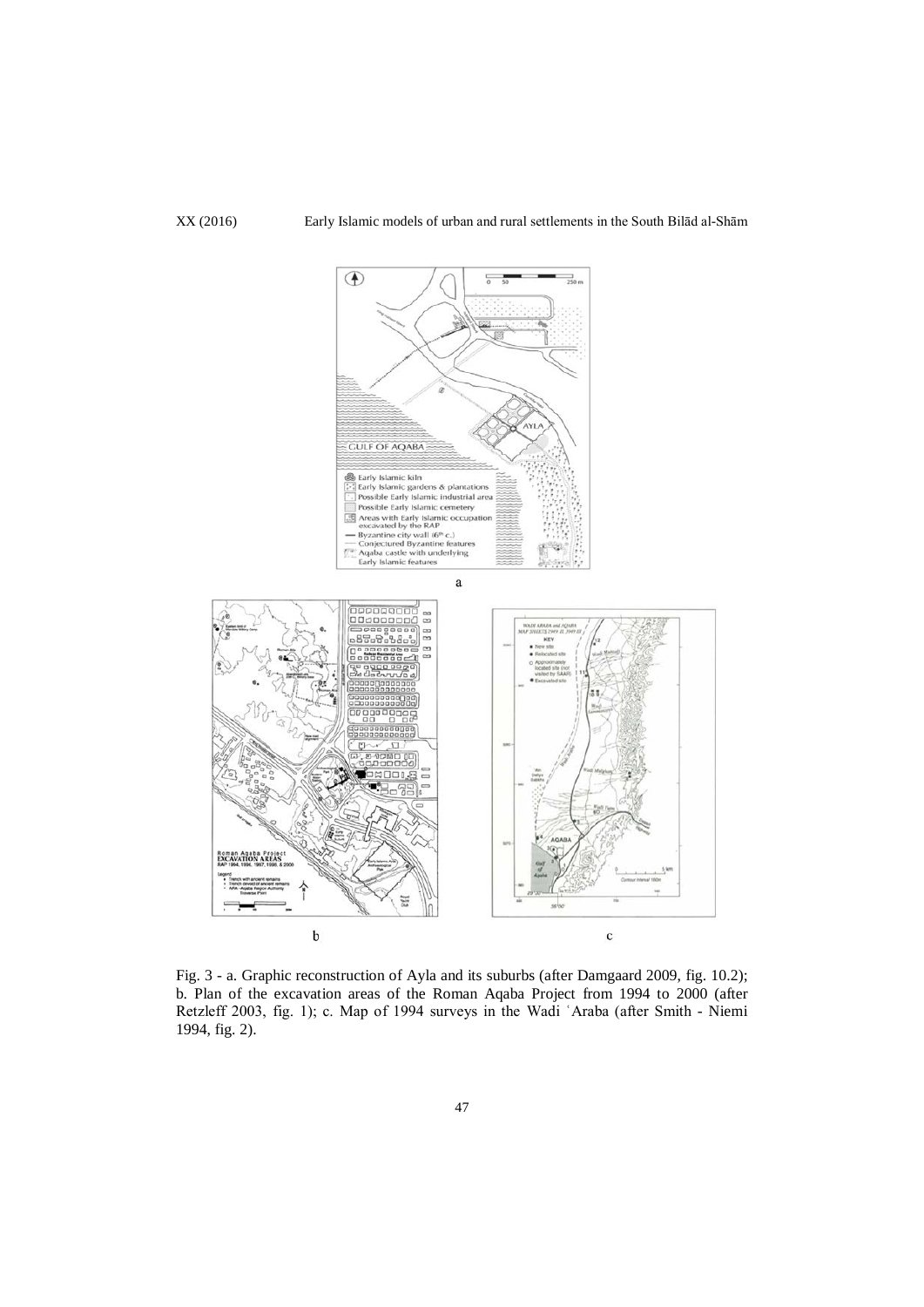Fig. 3 - a. Graphic reconstruction of Ayla and its suburbs (after Damgaard 2009, fig. 10.2); b. Plan of the excavation areas of the Roman Aqaba Project from 1994 to 2000 (after Retzleff 2003, fig. 1); c. Map of 1994 surveys in the Wadi ʿAraba (after Smith - Niemi 1994, fig. 2).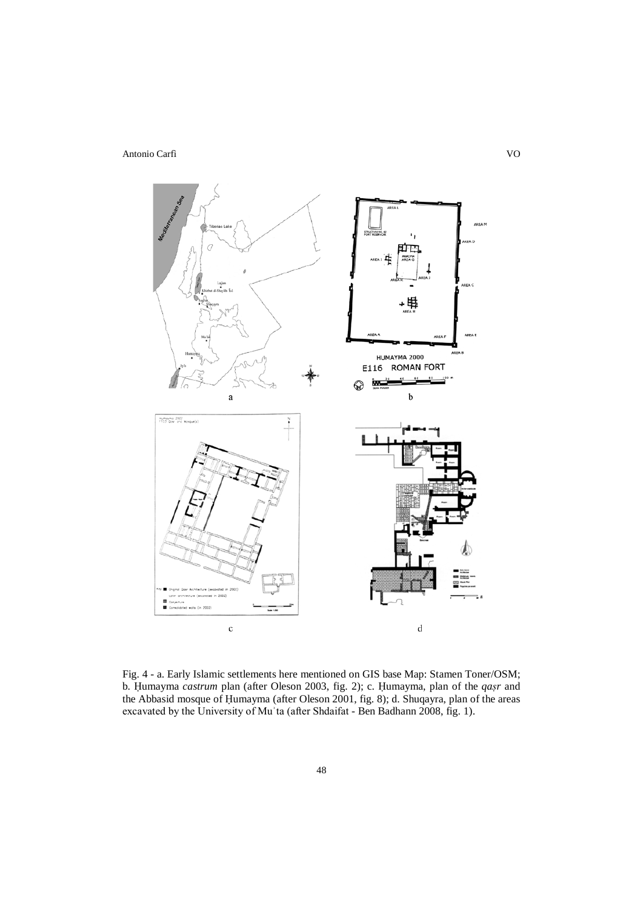Fig. 4 - a. Early Islamic settlements here mentioned on GIS base Map: Stamen Toner/OSM; b. Ḥumayma *castrum* plan (after Oleson 2003, fig. 2); c. Ḥumayma, plan of the *qaṣr* and the Abbasid mosque of Ḥumayma (after Oleson 2001, fig. 8); d. Shuqayra, plan of the areas excavated by the University of Muʾta (after Shdaifat - Ben Badhann 2008, fig. 1).